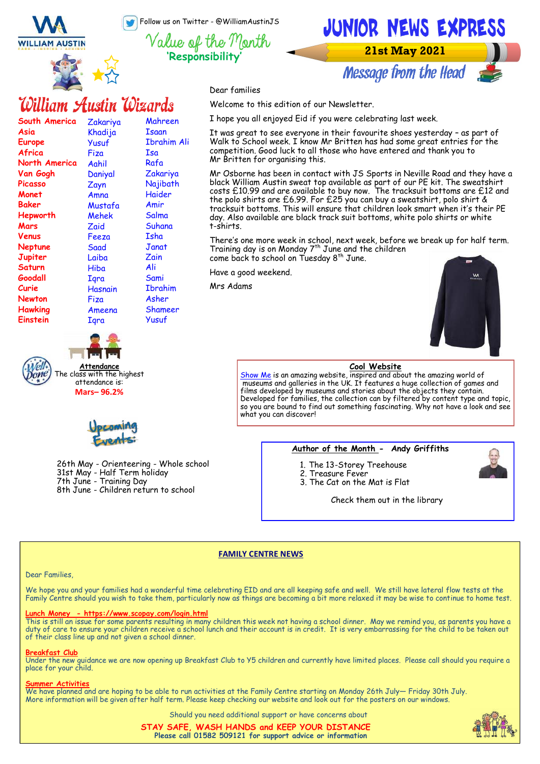Follow us on Twitter - @WilliamAustinJS

# JUNIOR NEWS EXPRESS

**21st May 2021**

Value of the Month
**'Responsibility'**

## William Austin Wizards

| Class | | |
|---|---|---|
| South America | Zakariya | Mahreen |
| Asia | Khadija | Isaan |
| Europe | Yusuf | Ibrahim Ali |
| Africa | Fiza | Isa |
| North America | Aahil | Rafa |
| Van Gogh | Daniyal | Zakariya |
| Picasso | Zayn | Najibath |
| Monet | Amna | Haider |
| Baker | Mustafa | Amir |
| Hepworth | Mehek | Salma |
| Mars | Zaid | Suhana |
| Venus | Feeza | Isha |
| Neptune | Saad | Janat |
| Jupiter | Laiba | Zain |
| Saturn | Hiba | Ali |
| Goodall | Iqra | Sami |
| Curie | Hasnain | Ibrahim |
| Newton | Fiza | Asher |
| Hawking | Ameena | Shameer |
| Einstein | Iqra | Yusuf |

## Message from the Head

Dear families

Welcome to this edition of our Newsletter.

I hope you all enjoyed Eid if you were celebrating last week.

It was great to see everyone in their favourite shoes yesterday – as part of Walk to School week. I know Mr Britten has had some great entries for the competition. Good luck to all those who have entered and thank you to Mr Britten for organising this.

Mr Osborne has been in contact with JS Sports in Neville Road and they have a black William Austin sweat top available as part of our PE kit. The sweatshirt costs £10.99 and are available to buy now. The tracksuit bottoms are £12 and the polo shirts are £6.99. For £25 you can buy a sweatshirt, polo shirt & tracksuit bottoms. This will ensure that children look smart when it's their PE day. Also available are black track suit bottoms, white polo shirts or white t-shirts.

There's one more week in school, next week, before we break up for half term. Training day is on Monday 7th June and the children come back to school on Tuesday 8th June.

Have a good weekend.

Mrs Adams

**Attendance**

Well Done! The class with the highest attendance is:

**Mars– 96.2%**

### Upcoming Events:

26th May - Orienteering - Whole school
31st May - Half Term holiday
7th June - Training Day
8th June - Children return to school

### Cool Website

Show Me is an amazing website, inspired and about the amazing world of museums and galleries in the UK. It features a huge collection of games and films developed by museums and stories about the objects they contain. Developed for families, the collection can by filtered by content type and topic, so you are bound to find out something fascinating. Why not have a look and see what you can discover!

### Author of the Month - Andy Griffiths

1. The 13-Storey Treehouse
2. Treasure Fever
3. The Cat on the Mat is Flat

Check them out in the library

## FAMILY CENTRE NEWS

Dear Families,

We hope you and your families had a wonderful time celebrating EID and are all keeping safe and well. We still have lateral flow tests at the Family Centre should you wish to take them, particularly now as things are becoming a bit more relaxed it may be wise to continue to home test.

**Lunch Money - https://www.scopay.com/login.html**
This is still an issue for some parents resulting in many children this week not having a school dinner. May we remind you, as parents you have a duty of care to ensure your children receive a school lunch and their account is in credit. It is very embarrassing for the child to be taken out of their class line up and not given a school dinner.

**Breakfast Club**
Under the new guidance we are now opening up Breakfast Club to Y5 children and currently have limited places. Please call should you require a place for your child.

**Summer Activities**
We have planned and are hoping to be able to run activities at the Family Centre starting on Monday 26th July— Friday 30th July. More information will be given after half term. Please keep checking our website and look out for the posters on our windows.

Should you need additional support or have concerns about

**STAY SAFE, WASH HANDS and KEEP YOUR DISTANCE**
**Please call 01582 509121 for support advice or information**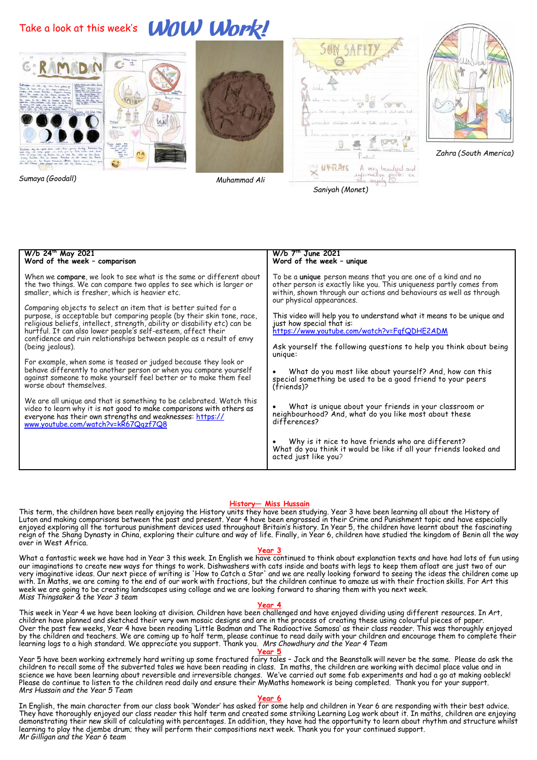Take a look at this week's **WOW Work!**

*Sumaya (Goodall)*

*Muhammad Ali*

*Saniyah (Monet)*

*Zahra (South America)*

| W/b 24th May 2021 Word of the week – comparison | W/b 7th June 2021 Word of the week – unique |
|---|---|
| When we **compare**, we look to see what is the same or different about the two things. We can compare two apples to see which is larger or smaller, which is fresher, which is heavier etc. Comparing objects to select an item that is better suited for a purpose, is acceptable but comparing people (by their skin tone, race, religious beliefs, intellect, strength, ability or disability etc) can be hurtful. It can also lower people's self-esteem, affect their confidence and ruin relationships between people as a result of envy (being jealous). For example, when some is teased or judged because they look or behave differently to another person or when you compare yourself against someone to make yourself feel better or to make them feel worse about themselves. We are all unique and that is something to be celebrated. Watch this video to learn why it is not good to make comparisons with others as everyone has their own strengths and weaknesses: https://www.youtube.com/watch?v=kR67Qgzf7Q8 | To be a **unique** person means that you are one of a kind and no other person is exactly like you. This uniqueness partly comes from within, shown through our actions and behaviours as well as through our physical appearances. This video will help you to understand what it means to be unique and just how special that is: https://www.youtube.com/watch?v=FqfQDHE2ADM Ask yourself the following questions to help you think about being unique: • What do you most like about yourself? And, how can this special something be used to be a good friend to your peers (friends)? • What is unique about your friends in your classroom or neighbourhood? And, what do you like most about these differences? • Why is it nice to have friends who are different? What do you think it would be like if all your friends looked and acted just like you? |

## History— Miss Hussain

This term, the children have been really enjoying the History units they have been studying. Year 3 have been learning all about the History of Luton and making comparisons between the past and present. Year 4 have been engrossed in their Crime and Punishment topic and have especially enjoyed exploring all the torturous punishment devices used throughout Britain's history. In Year 5, the children have learnt about the fascinating reign of the Shang Dynasty in China, exploring their culture and way of life. Finally, in Year 6, children have studied the kingdom of Benin all the way over in West Africa.

## Year 3

What a fantastic week we have had in Year 3 this week. In English we have continued to think about explanation texts and have had lots of fun using our imaginations to create new ways for things to work. Dishwashers with cats inside and boats with legs to keep them afloat are just two of our very imaginative ideas. Our next piece of writing is 'How to Catch a Star' and we are really looking forward to seeing the ideas the children come up with. In Maths, we are coming to the end of our work with fractions, but the children continue to amaze us with their fraction skills. For Art this week we are going to be creating landscapes using collage and we are looking forward to sharing them with you next week.
*Miss Thingsaker & the Year 3 team*

## Year 4

This week in Year 4 we have been looking at division. Children have been challenged and have enjoyed dividing using different resources. In Art, children have planned and sketched their very own mosaic designs and are in the process of creating these using colourful pieces of paper.
Over the past few weeks, Year 4 have been reading 'Little Badman and The Radioactive Samosa' as their class reader. This was thoroughly enjoyed by the children and teachers. We are coming up to half term, please continue to read daily with your children and encourage them to complete their learning logs to a high standard. We appreciate you support. Thank you. *Mrs Chowdhury and the Year 4 Team*

## Year 5

Year 5 have been working extremely hard writing up some fractured fairy tales - Jack and the Beanstalk will never be the same. Please do ask the children to recall some of the subverted tales we have been reading in class. In maths, the children are working with decimal place value and in science we have been learning about reversible and irreversible changes. We've carried out some fab experiments and had a go at making oobleck! Please do continue to listen to the children read daily and ensure their MyMaths homework is being completed. Thank you for your support.
*Mrs Hussain and the Year 5 Team*

## Year 6

In English, the main character from our class book 'Wonder' has asked for some help and children in Year 6 are responding with their best advice. They have thoroughly enjoyed our class reader this half term and created some striking Learning Log work about it. In maths, children are enjoying demonstrating their new skill of calculating with percentages. In addition, they have had the opportunity to learn about rhythm and structure whilst learning to play the djembe drum; they will perform their compositions next week. Thank you for your continued support.
*Mr Gilligan and the Year 6 team*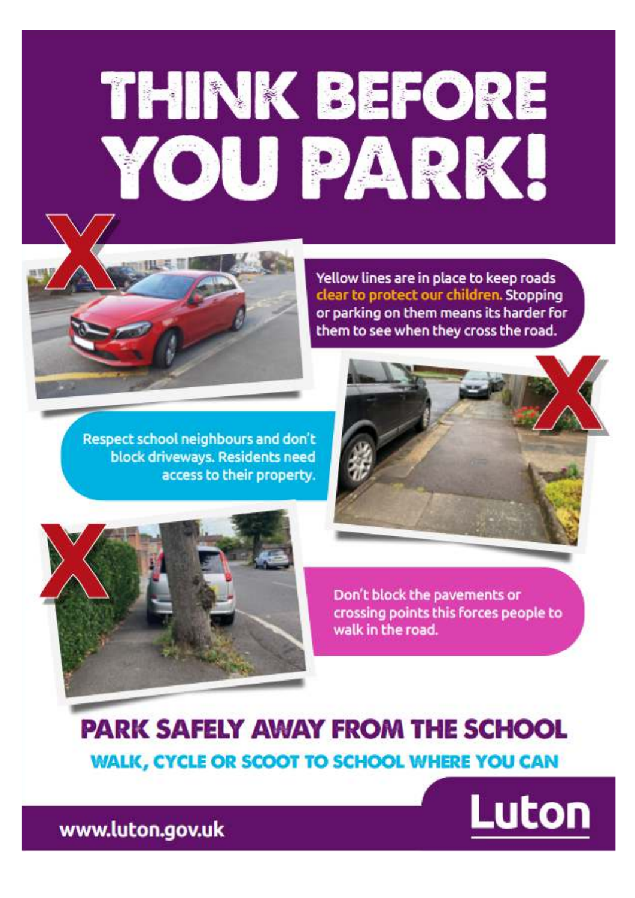# THINK BEFORE YOU PARK!

Yellow lines are in place to keep roads **clear to protect our children.** Stopping or parking on them means its harder for them to see when they cross the road.

Respect school neighbours and don't block driveways. Residents need access to their property.

Don't block the pavements or crossing points this forces people to walk in the road.

## PARK SAFELY AWAY FROM THE SCHOOL

### WALK, CYCLE OR SCOOT TO SCHOOL WHERE YOU CAN

www.luton.gov.uk

Luton